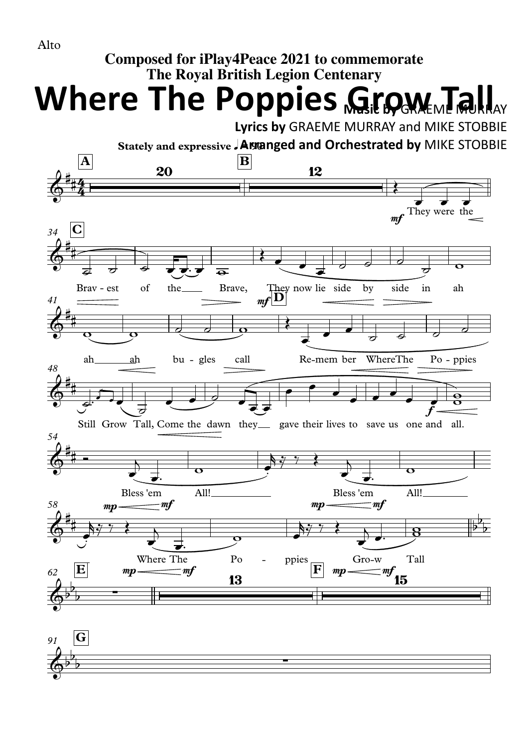Alto

**Composed for iPlay4Peace 2021 to commemorate**
**The Royal British Legion Centenary**

# Where The Poppies Grow Tall

**Music by** GRAEME MURRAY
**Lyrics by** GRAEME MURRAY and MIKE STOBBIE
**Arranged and Orchestrated by** MIKE STOBBIE

**Stately and expressive**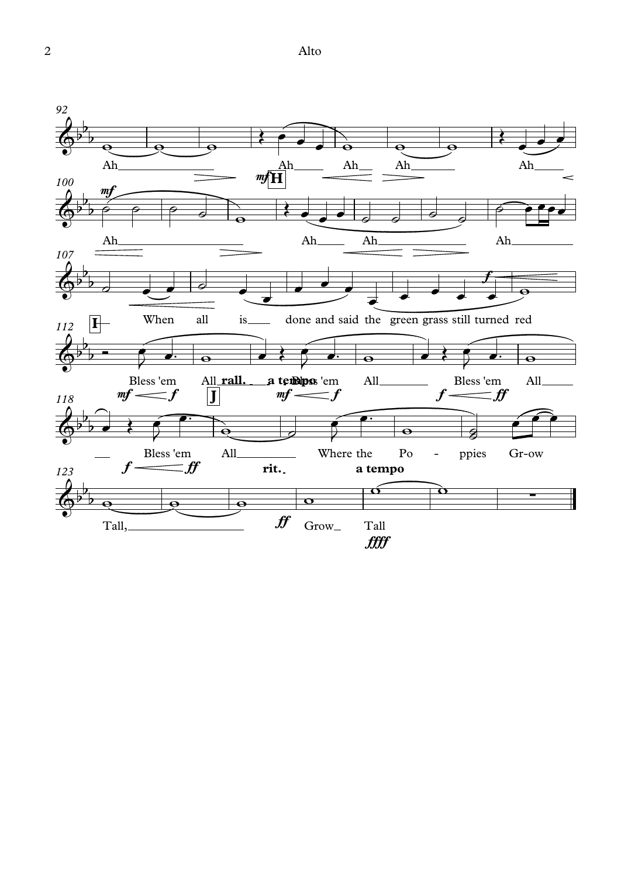92

Ah Ah Ah Ah Ah

mf **H**

100

mf

Ah Ah Ah Ah

107

When all is done and said the green grass still turned red

f

112 **I**

Bless 'em All **rall.** **a tempo** Bless 'em All Bless 'em All

mf f **J** mf f f ff

118

Bless 'em All Where the Po - ppies Gr-ow

f ff **rit.** **a tempo**

123

Tall, ff Grow Tall

ffff